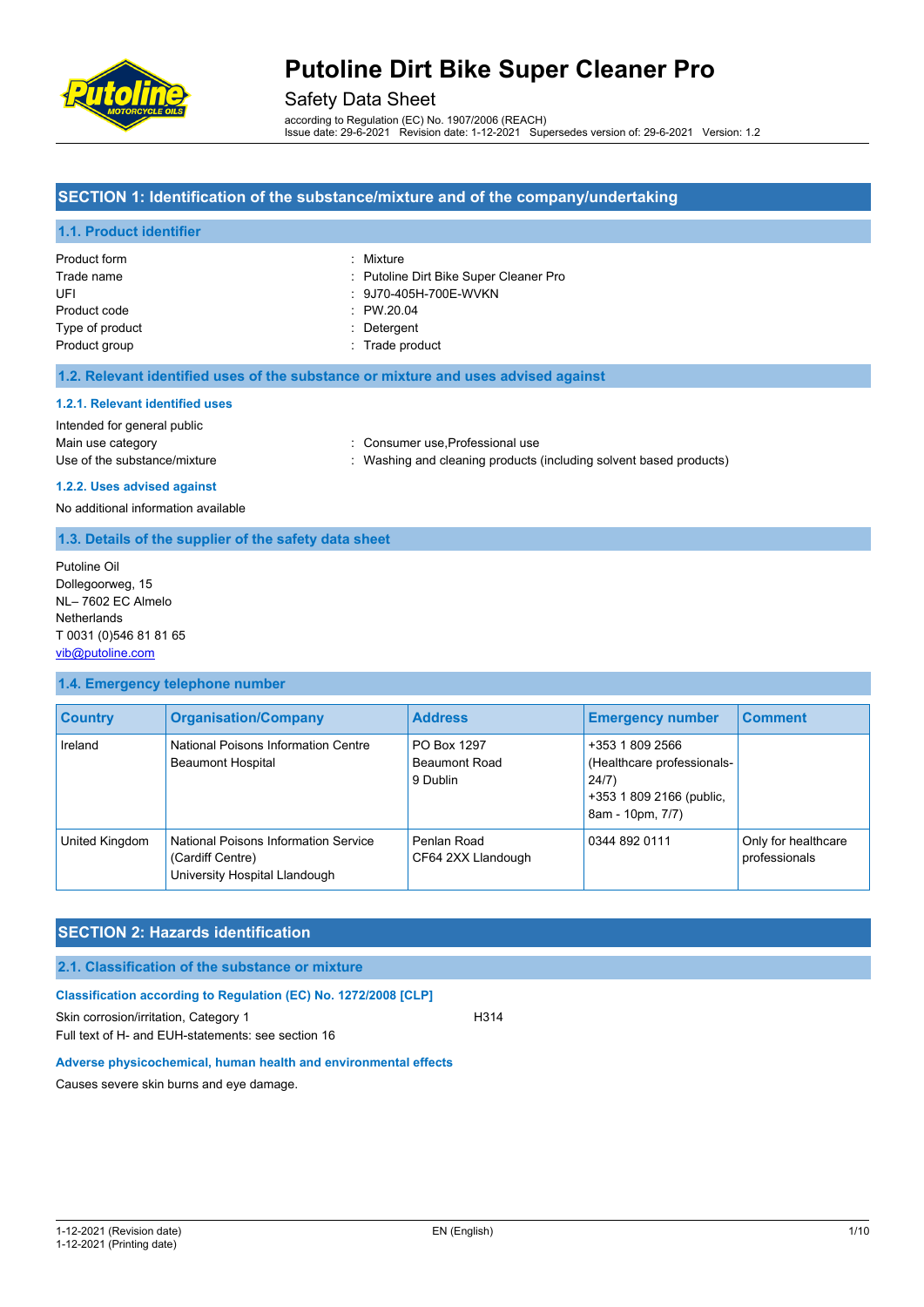# Putoline Dirt Bike Super Cleaner Pro

Safety Data Sheet

according to Regulation (EC) No. 1907/2006 (REACH)
Issue date: 29-6-2021 Revision date: 1-12-2021 Supersedes version of: 29-6-2021 Version: 1.2

## SECTION 1: Identification of the substance/mixture and of the company/undertaking

### 1.1. Product identifier

| | |
|---|---|
| Product form | : Mixture |
| Trade name | : Putoline Dirt Bike Super Cleaner Pro |
| UFI | : 9J70-405H-700E-WVKN |
| Product code | : PW.20.04 |
| Type of product | : Detergent |
| Product group | : Trade product |

### 1.2. Relevant identified uses of the substance or mixture and uses advised against

#### 1.2.1. Relevant identified uses

Intended for general public

| | |
|---|---|
| Main use category | : Consumer use,Professional use |
| Use of the substance/mixture | : Washing and cleaning products (including solvent based products) |

#### 1.2.2. Uses advised against

No additional information available

### 1.3. Details of the supplier of the safety data sheet

Putoline Oil
Dollegoorweg, 15
NL– 7602 EC Almelo
Netherlands
T 0031 (0)546 81 81 65
vib@putoline.com

### 1.4. Emergency telephone number

| Country | Organisation/Company | Address | Emergency number | Comment |
|---|---|---|---|---|
| Ireland | National Poisons Information Centre Beaumont Hospital | PO Box 1297 Beaumont Road 9 Dublin | +353 1 809 2566 (Healthcare professionals-24/7) +353 1 809 2166 (public, 8am - 10pm, 7/7) | |
| United Kingdom | National Poisons Information Service (Cardiff Centre) University Hospital Llandough | Penlan Road CF64 2XX Llandough | 0344 892 0111 | Only for healthcare professionals |

## SECTION 2: Hazards identification

### 2.1. Classification of the substance or mixture

#### Classification according to Regulation (EC) No. 1272/2008 [CLP]

Skin corrosion/irritation, Category 1 H314

Full text of H- and EUH-statements: see section 16

#### Adverse physicochemical, human health and environmental effects

Causes severe skin burns and eye damage.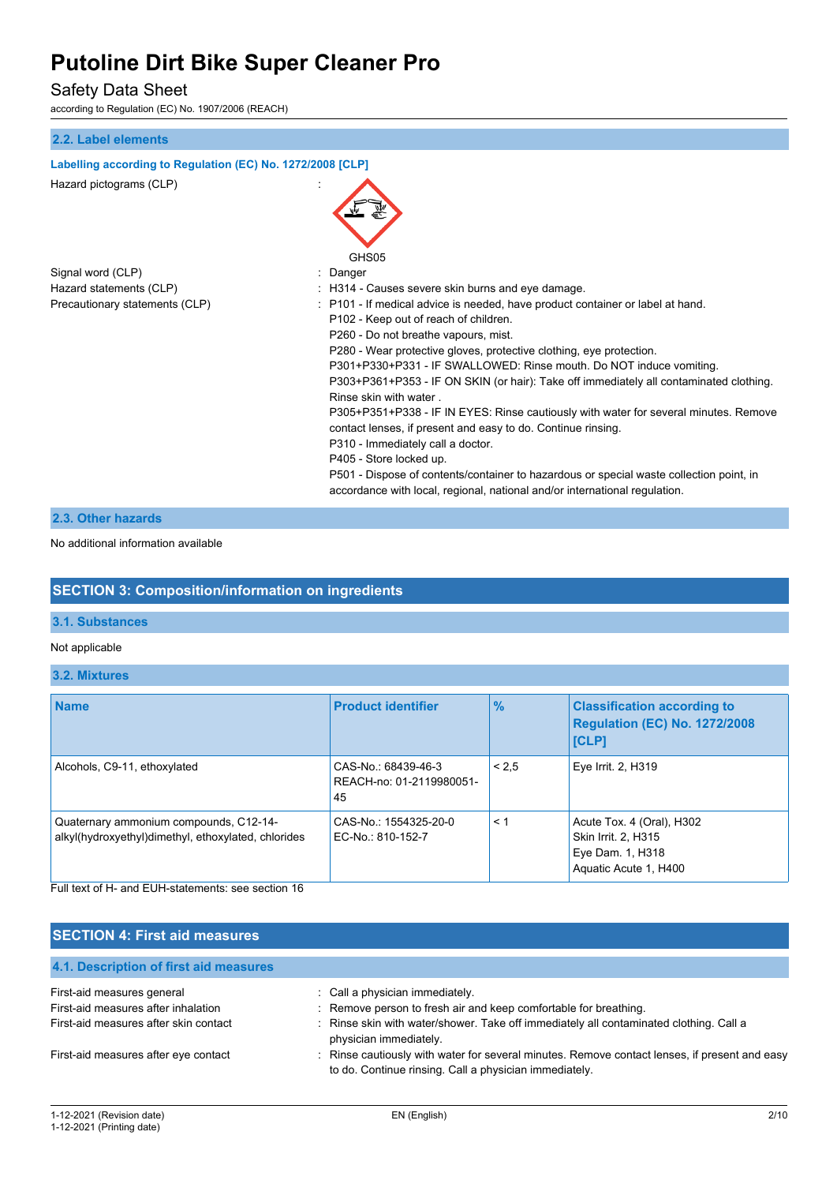## 2.2. Label elements

**Labelling according to Regulation (EC) No. 1272/2008 [CLP]**

Hazard pictograms (CLP) :

GHS05

Signal word (CLP) : Danger

Hazard statements (CLP) : H314 - Causes severe skin burns and eye damage.

Precautionary statements (CLP) :
P101 - If medical advice is needed, have product container or label at hand.
P102 - Keep out of reach of children.
P260 - Do not breathe vapours, mist.
P280 - Wear protective gloves, protective clothing, eye protection.
P301+P330+P331 - IF SWALLOWED: Rinse mouth. Do NOT induce vomiting.
P303+P361+P353 - IF ON SKIN (or hair): Take off immediately all contaminated clothing. Rinse skin with water .
P305+P351+P338 - IF IN EYES: Rinse cautiously with water for several minutes. Remove contact lenses, if present and easy to do. Continue rinsing.
P310 - Immediately call a doctor.
P405 - Store locked up.
P501 - Dispose of contents/container to hazardous or special waste collection point, in accordance with local, regional, national and/or international regulation.

## 2.3. Other hazards

No additional information available

# SECTION 3: Composition/information on ingredients

## 3.1. Substances

Not applicable

## 3.2. Mixtures

| Name | Product identifier | % | Classification according to Regulation (EC) No. 1272/2008 [CLP] |
|---|---|---|---|
| Alcohols, C9-11, ethoxylated | CAS-No.: 68439-46-3<br>REACH-no: 01-2119980051-45 | < 2,5 | Eye Irrit. 2, H319 |
| Quaternary ammonium compounds, C12-14-alkyl(hydroxyethyl)dimethyl, ethoxylated, chlorides | CAS-No.: 1554325-20-0<br>EC-No.: 810-152-7 | < 1 | Acute Tox. 4 (Oral), H302<br>Skin Irrit. 2, H315<br>Eye Dam. 1, H318<br>Aquatic Acute 1, H400 |

Full text of H- and EUH-statements: see section 16

# SECTION 4: First aid measures

## 4.1. Description of first aid measures

First-aid measures general : Call a physician immediately.

First-aid measures after inhalation : Remove person to fresh air and keep comfortable for breathing.

First-aid measures after skin contact : Rinse skin with water/shower. Take off immediately all contaminated clothing. Call a physician immediately.

First-aid measures after eye contact : Rinse cautiously with water for several minutes. Remove contact lenses, if present and easy to do. Continue rinsing. Call a physician immediately.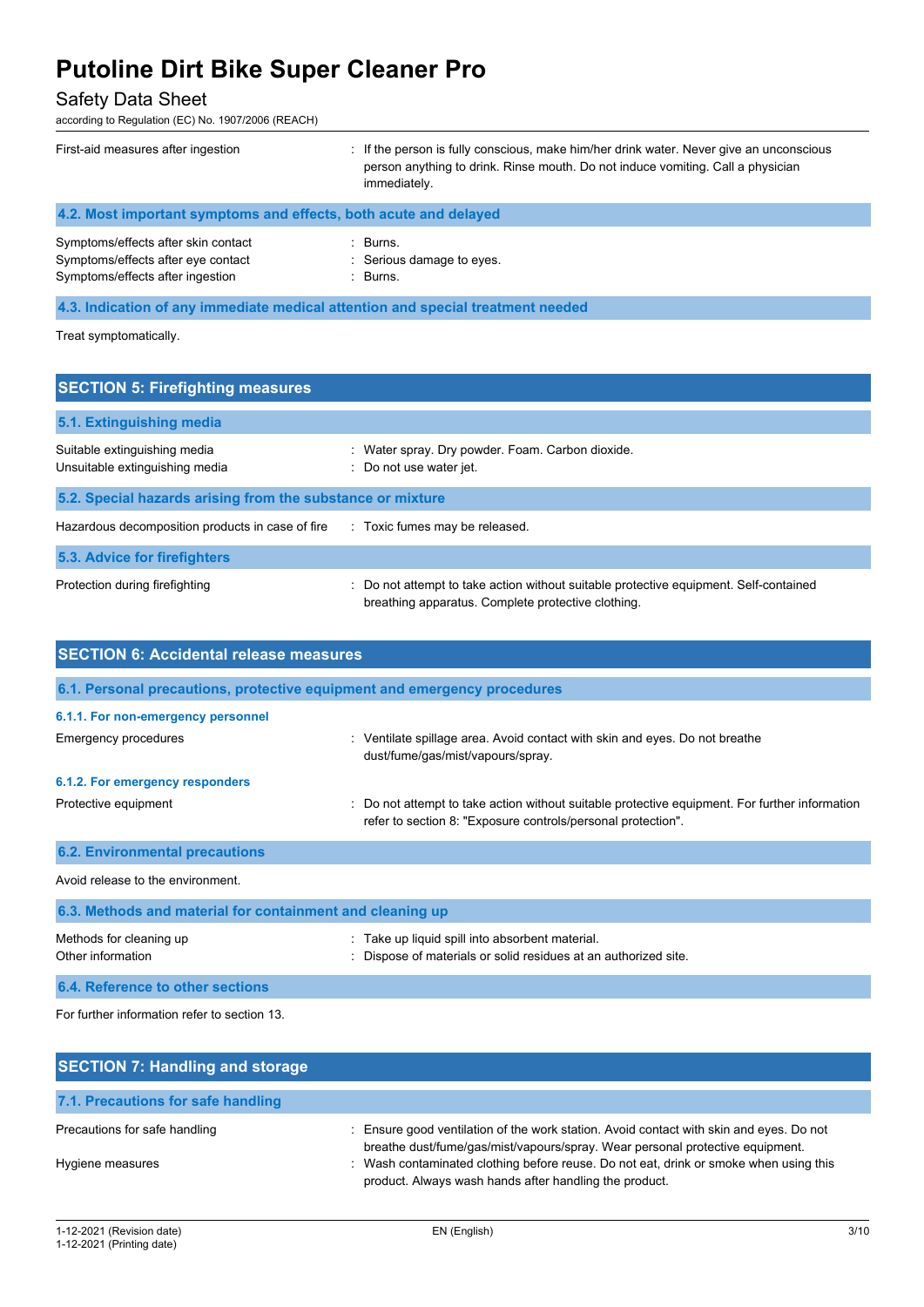| | |
|---|---|
| First-aid measures after ingestion | : If the person is fully conscious, make him/her drink water. Never give an unconscious person anything to drink. Rinse mouth. Do not induce vomiting. Call a physician immediately. |

### 4.2. Most important symptoms and effects, both acute and delayed

| | |
|---|---|
| Symptoms/effects after skin contact | : Burns. |
| Symptoms/effects after eye contact | : Serious damage to eyes. |
| Symptoms/effects after ingestion | : Burns. |

### 4.3. Indication of any immediate medical attention and special treatment needed

Treat symptomatically.

## SECTION 5: Firefighting measures

### 5.1. Extinguishing media

| | |
|---|---|
| Suitable extinguishing media | : Water spray. Dry powder. Foam. Carbon dioxide. |
| Unsuitable extinguishing media | : Do not use water jet. |

### 5.2. Special hazards arising from the substance or mixture

| | |
|---|---|
| Hazardous decomposition products in case of fire | : Toxic fumes may be released. |

### 5.3. Advice for firefighters

| | |
|---|---|
| Protection during firefighting | : Do not attempt to take action without suitable protective equipment. Self-contained breathing apparatus. Complete protective clothing. |

## SECTION 6: Accidental release measures

### 6.1. Personal precautions, protective equipment and emergency procedures

#### 6.1.1. For non-emergency personnel

| | |
|---|---|
| Emergency procedures | : Ventilate spillage area. Avoid contact with skin and eyes. Do not breathe dust/fume/gas/mist/vapours/spray. |

#### 6.1.2. For emergency responders

| | |
|---|---|
| Protective equipment | : Do not attempt to take action without suitable protective equipment. For further information refer to section 8: "Exposure controls/personal protection". |

### 6.2. Environmental precautions

Avoid release to the environment.

### 6.3. Methods and material for containment and cleaning up

| | |
|---|---|
| Methods for cleaning up | : Take up liquid spill into absorbent material. |
| Other information | : Dispose of materials or solid residues at an authorized site. |

### 6.4. Reference to other sections

For further information refer to section 13.

## SECTION 7: Handling and storage

### 7.1. Precautions for safe handling

| | |
|---|---|
| Precautions for safe handling | : Ensure good ventilation of the work station. Avoid contact with skin and eyes. Do not breathe dust/fume/gas/mist/vapours/spray. Wear personal protective equipment. |
| Hygiene measures | : Wash contaminated clothing before reuse. Do not eat, drink or smoke when using this product. Always wash hands after handling the product. |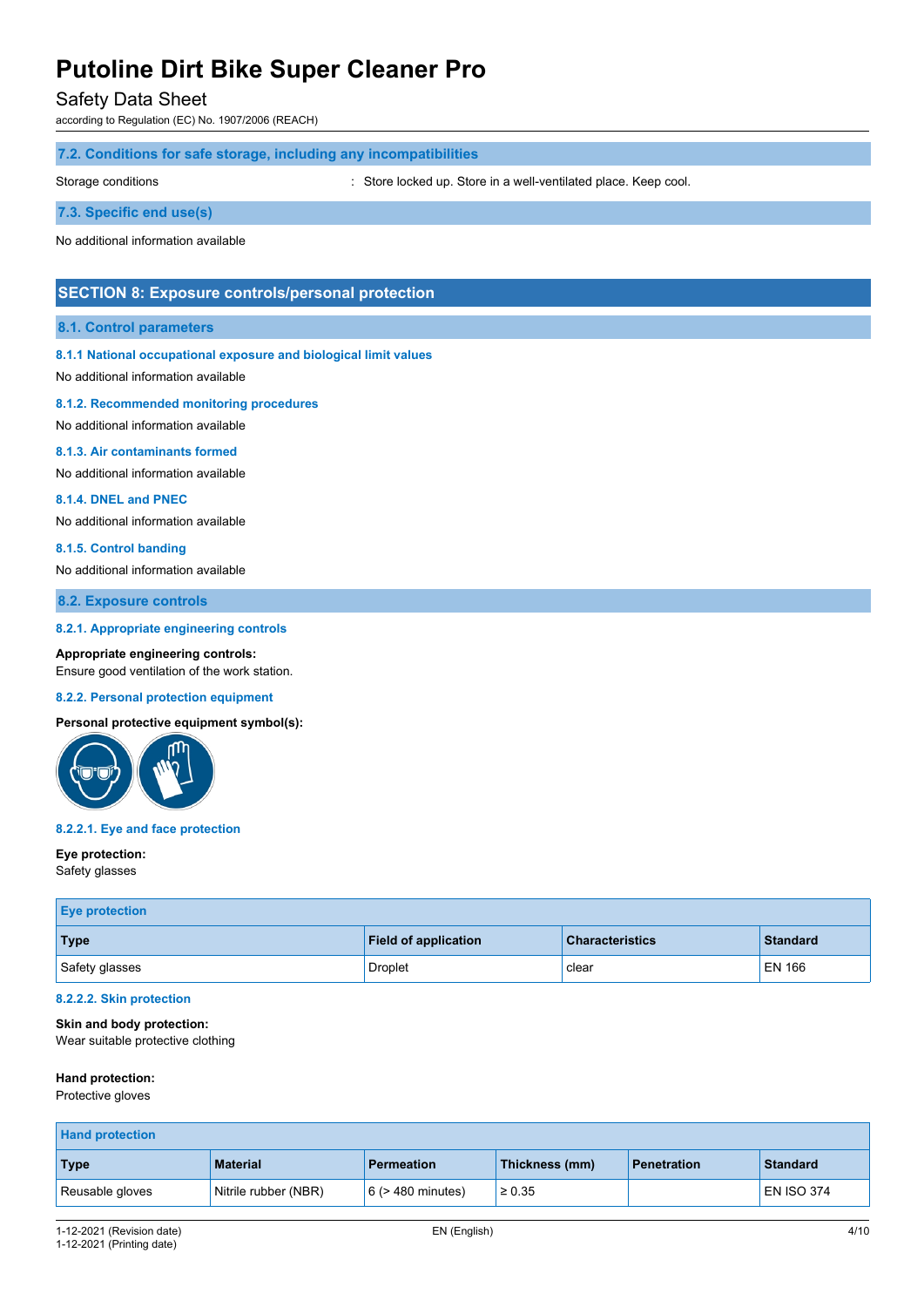### 7.2. Conditions for safe storage, including any incompatibilities

Storage conditions : Store locked up. Store in a well-ventilated place. Keep cool.

### 7.3. Specific end use(s)

No additional information available

## SECTION 8: Exposure controls/personal protection

### 8.1. Control parameters

#### 8.1.1 National occupational exposure and biological limit values

No additional information available

#### 8.1.2. Recommended monitoring procedures

No additional information available

#### 8.1.3. Air contaminants formed

No additional information available

#### 8.1.4. DNEL and PNEC

No additional information available

#### 8.1.5. Control banding

No additional information available

### 8.2. Exposure controls

#### 8.2.1. Appropriate engineering controls

**Appropriate engineering controls:**
Ensure good ventilation of the work station.

#### 8.2.2. Personal protection equipment

**Personal protective equipment symbol(s):**

#### 8.2.2.1. Eye and face protection

**Eye protection:**
Safety glasses

| Eye protection | | | |
|---|---|---|---|
| **Type** | **Field of application** | **Characteristics** | **Standard** |
| Safety glasses | Droplet | clear | EN 166 |

#### 8.2.2.2. Skin protection

**Skin and body protection:**
Wear suitable protective clothing

**Hand protection:**
Protective gloves

| Hand protection | | | | | |
|---|---|---|---|---|---|
| **Type** | **Material** | **Permeation** | **Thickness (mm)** | **Penetration** | **Standard** |
| Reusable gloves | Nitrile rubber (NBR) | 6 (> 480 minutes) | ≥ 0.35 | | EN ISO 374 |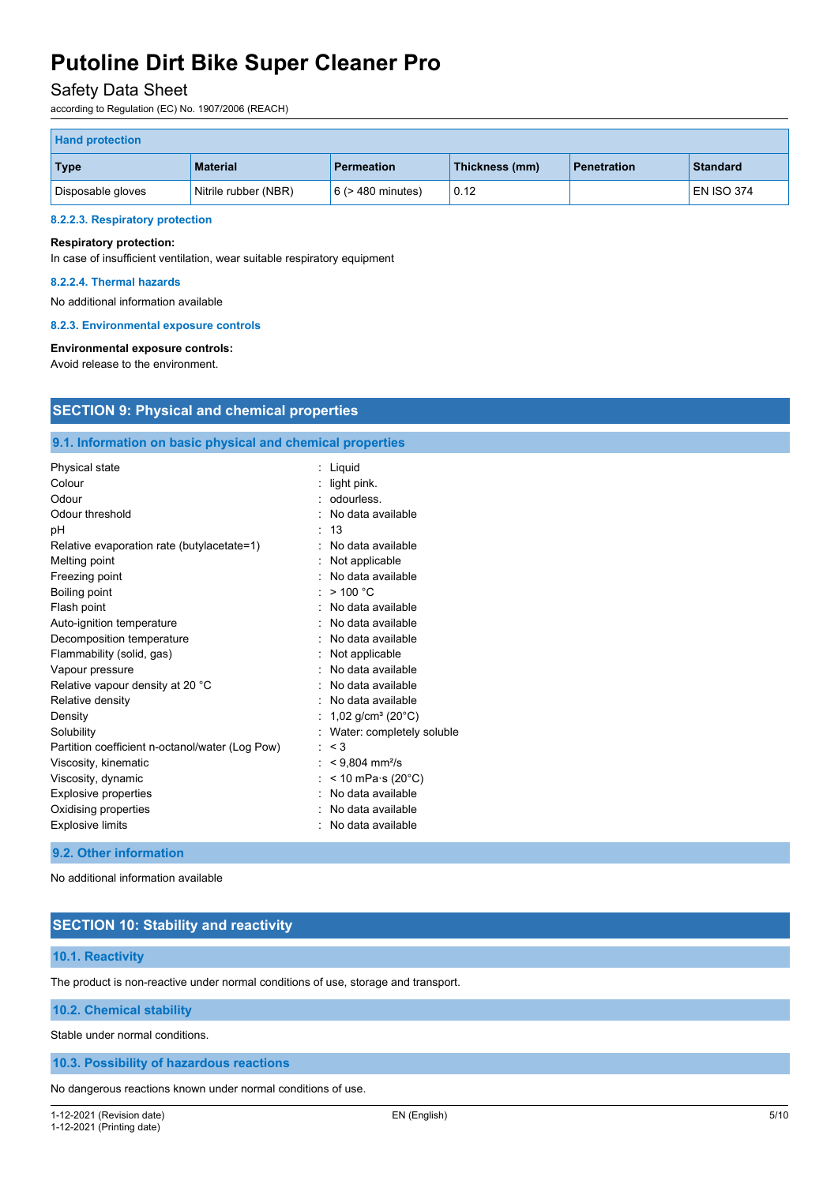| Hand protection | | | | | |
|---|---|---|---|---|---|
| **Type** | **Material** | **Permeation** | **Thickness (mm)** | **Penetration** | **Standard** |
| Disposable gloves | Nitrile rubber (NBR) | 6 (> 480 minutes) | 0.12 | | EN ISO 374 |

#### 8.2.2.3. Respiratory protection

**Respiratory protection:**

In case of insufficient ventilation, wear suitable respiratory equipment

#### 8.2.2.4. Thermal hazards

No additional information available

#### 8.2.3. Environmental exposure controls

**Environmental exposure controls:**

Avoid release to the environment.

## SECTION 9: Physical and chemical properties

### 9.1. Information on basic physical and chemical properties

| | |
|---|---|
| Physical state | : Liquid |
| Colour | : light pink. |
| Odour | : odourless. |
| Odour threshold | : No data available |
| pH | : 13 |
| Relative evaporation rate (butylacetate=1) | : No data available |
| Melting point | : Not applicable |
| Freezing point | : No data available |
| Boiling point | : > 100 °C |
| Flash point | : No data available |
| Auto-ignition temperature | : No data available |
| Decomposition temperature | : No data available |
| Flammability (solid, gas) | : Not applicable |
| Vapour pressure | : No data available |
| Relative vapour density at 20 °C | : No data available |
| Relative density | : No data available |
| Density | : 1,02 g/cm³ (20°C) |
| Solubility | : Water: completely soluble |
| Partition coefficient n-octanol/water (Log Pow) | : < 3 |
| Viscosity, kinematic | : < 9,804 mm²/s |
| Viscosity, dynamic | : < 10 mPa·s (20°C) |
| Explosive properties | : No data available |
| Oxidising properties | : No data available |
| Explosive limits | : No data available |

### 9.2. Other information

No additional information available

## SECTION 10: Stability and reactivity

### 10.1. Reactivity

The product is non-reactive under normal conditions of use, storage and transport.

### 10.2. Chemical stability

Stable under normal conditions.

### 10.3. Possibility of hazardous reactions

No dangerous reactions known under normal conditions of use.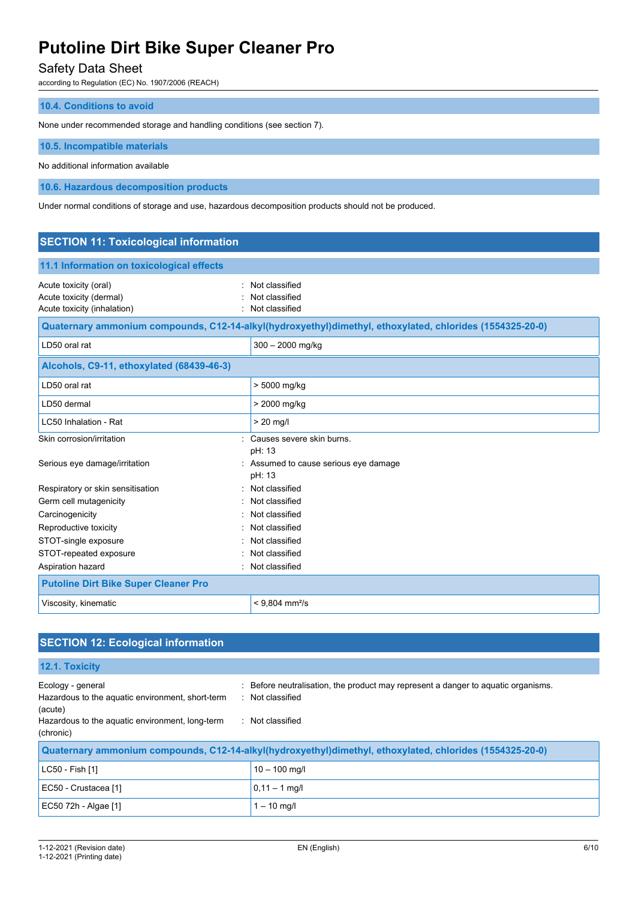### 10.4. Conditions to avoid

None under recommended storage and handling conditions (see section 7).

### 10.5. Incompatible materials

No additional information available

### 10.6. Hazardous decomposition products

Under normal conditions of storage and use, hazardous decomposition products should not be produced.

## SECTION 11: Toxicological information

### 11.1 Information on toxicological effects

Acute toxicity (oral) : Not classified
Acute toxicity (dermal) : Not classified
Acute toxicity (inhalation) : Not classified

| Quaternary ammonium compounds, C12-14-alkyl(hydroxyethyl)dimethyl, ethoxylated, chlorides (1554325-20-0) | |
|---|---|
| LD50 oral rat | 300 – 2000 mg/kg |

| Alcohols, C9-11, ethoxylated (68439-46-3) | |
|---|---|
| LD50 oral rat | > 5000 mg/kg |
| LD50 dermal | > 2000 mg/kg |
| LC50 Inhalation - Rat | > 20 mg/l |

Skin corrosion/irritation : Causes severe skin burns.
pH: 13

Serious eye damage/irritation : Assumed to cause serious eye damage
pH: 13

Respiratory or skin sensitisation : Not classified
Germ cell mutagenicity : Not classified
Carcinogenicity : Not classified
Reproductive toxicity : Not classified
STOT-single exposure : Not classified
STOT-repeated exposure : Not classified
Aspiration hazard : Not classified

| Putoline Dirt Bike Super Cleaner Pro | |
|---|---|
| Viscosity, kinematic | < 9,804 mm²/s |

## SECTION 12: Ecological information

### 12.1. Toxicity

Ecology - general : Before neutralisation, the product may represent a danger to aquatic organisms.
Hazardous to the aquatic environment, short-term (acute) : Not classified
Hazardous to the aquatic environment, long-term (chronic) : Not classified

| Quaternary ammonium compounds, C12-14-alkyl(hydroxyethyl)dimethyl, ethoxylated, chlorides (1554325-20-0) | |
|---|---|
| LC50 - Fish [1] | 10 – 100 mg/l |
| EC50 - Crustacea [1] | 0,11 – 1 mg/l |
| EC50 72h - Algae [1] | 1 – 10 mg/l |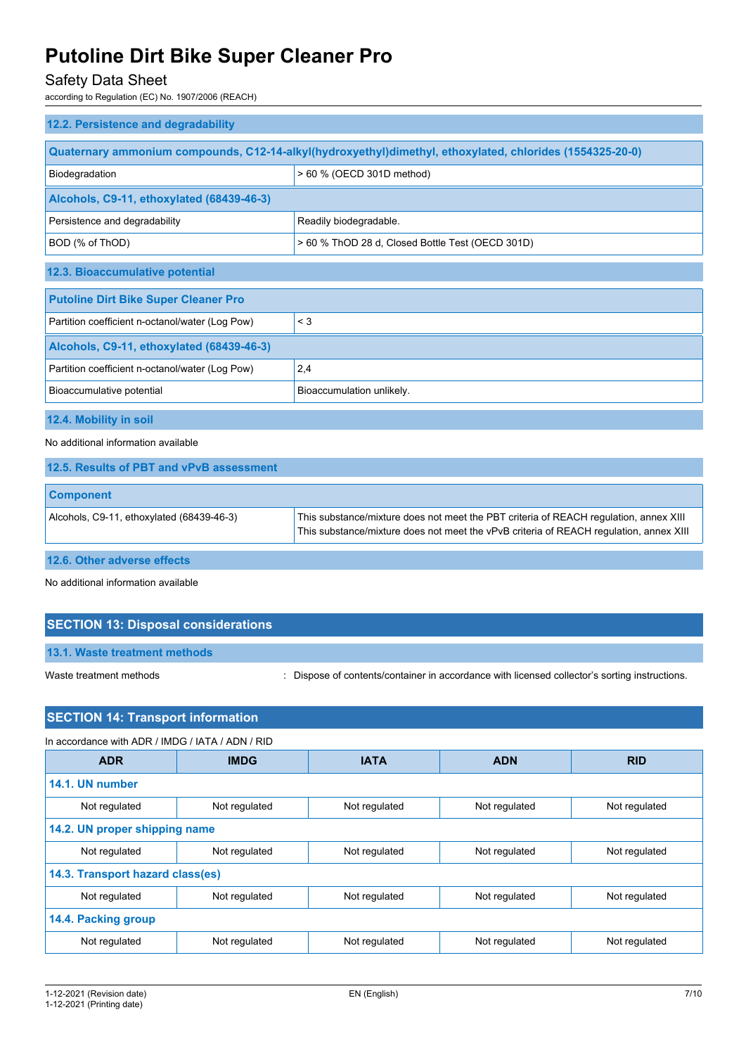### 12.2. Persistence and degradability

| Quaternary ammonium compounds, C12-14-alkyl(hydroxyethyl)dimethyl, ethoxylated, chlorides (1554325-20-0) | |
|---|---|
| Biodegradation | > 60 % (OECD 301D method) |
| **Alcohols, C9-11, ethoxylated (68439-46-3)** | |
| Persistence and degradability | Readily biodegradable. |
| BOD (% of ThOD) | > 60 % ThOD 28 d, Closed Bottle Test (OECD 301D) |

### 12.3. Bioaccumulative potential

| Putoline Dirt Bike Super Cleaner Pro | |
|---|---|
| Partition coefficient n-octanol/water (Log Pow) | < 3 |
| **Alcohols, C9-11, ethoxylated (68439-46-3)** | |
| Partition coefficient n-octanol/water (Log Pow) | 2,4 |
| Bioaccumulative potential | Bioaccumulation unlikely. |

### 12.4. Mobility in soil

No additional information available

### 12.5. Results of PBT and vPvB assessment

| Component | |
|---|---|
| Alcohols, C9-11, ethoxylated (68439-46-3) | This substance/mixture does not meet the PBT criteria of REACH regulation, annex XIII<br>This substance/mixture does not meet the vPvB criteria of REACH regulation, annex XIII |

### 12.6. Other adverse effects

No additional information available

## SECTION 13: Disposal considerations

### 13.1. Waste treatment methods

Waste treatment methods : Dispose of contents/container in accordance with licensed collector's sorting instructions.

## SECTION 14: Transport information

In accordance with ADR / IMDG / IATA / ADN / RID

| ADR | IMDG | IATA | ADN | RID |
|---|---|---|---|---|
| **14.1. UN number** | | | | |
| Not regulated | Not regulated | Not regulated | Not regulated | Not regulated |
| **14.2. UN proper shipping name** | | | | |
| Not regulated | Not regulated | Not regulated | Not regulated | Not regulated |
| **14.3. Transport hazard class(es)** | | | | |
| Not regulated | Not regulated | Not regulated | Not regulated | Not regulated |
| **14.4. Packing group** | | | | |
| Not regulated | Not regulated | Not regulated | Not regulated | Not regulated |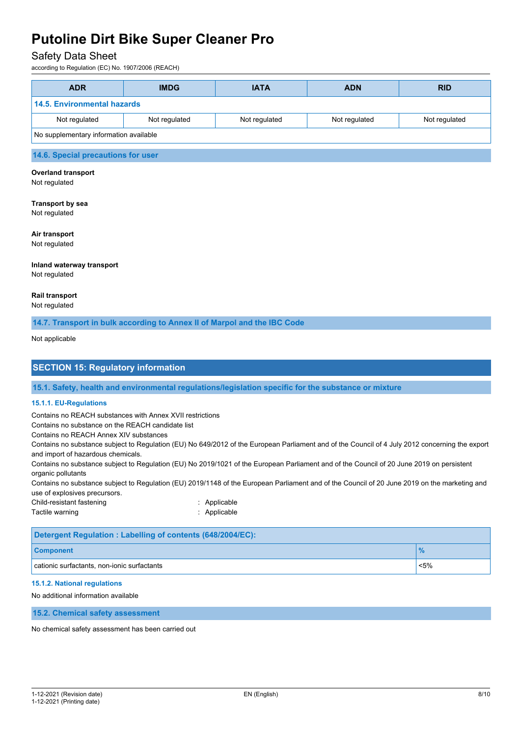| ADR | IMDG | IATA | ADN | RID |
|---|---|---|---|---|
| **14.5. Environmental hazards** | | | | |
| Not regulated | Not regulated | Not regulated | Not regulated | Not regulated |
| No supplementary information available | | | | |

### 14.6. Special precautions for user

**Overland transport**
Not regulated

**Transport by sea**
Not regulated

**Air transport**
Not regulated

**Inland waterway transport**
Not regulated

**Rail transport**
Not regulated

### 14.7. Transport in bulk according to Annex II of Marpol and the IBC Code

Not applicable

## SECTION 15: Regulatory information

### 15.1. Safety, health and environmental regulations/legislation specific for the substance or mixture

#### 15.1.1. EU-Regulations

Contains no REACH substances with Annex XVII restrictions
Contains no substance on the REACH candidate list
Contains no REACH Annex XIV substances
Contains no substance subject to Regulation (EU) No 649/2012 of the European Parliament and of the Council of 4 July 2012 concerning the export and import of hazardous chemicals.
Contains no substance subject to Regulation (EU) No 2019/1021 of the European Parliament and of the Council of 20 June 2019 on persistent organic pollutants
Contains no substance subject to Regulation (EU) 2019/1148 of the European Parliament and of the Council of 20 June 2019 on the marketing and use of explosives precursors.

Child-resistant fastening : Applicable
Tactile warning : Applicable

| Detergent Regulation : Labelling of contents (648/2004/EC): | |
|---|---|
| **Component** | **%** |
| cationic surfactants, non-ionic surfactants | <5% |

#### 15.1.2. National regulations

No additional information available

### 15.2. Chemical safety assessment

No chemical safety assessment has been carried out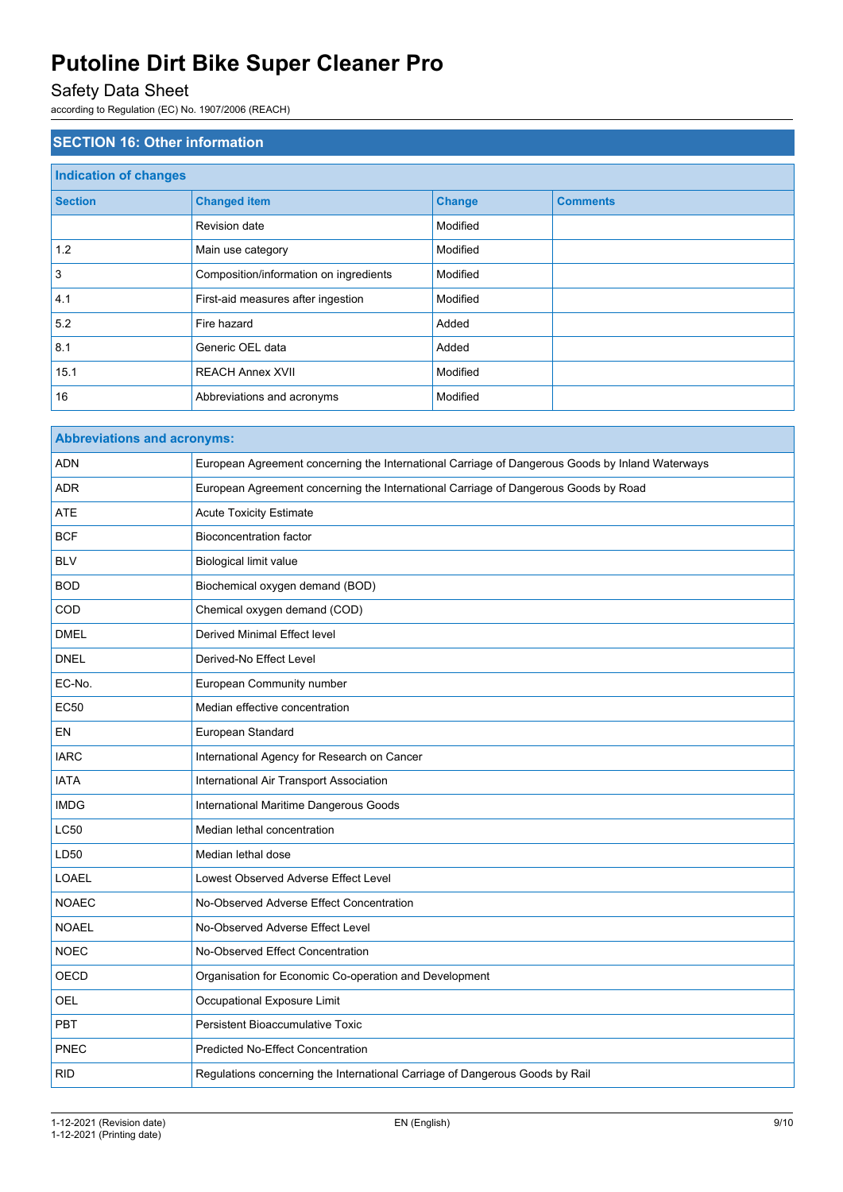# Putoline Dirt Bike Super Cleaner Pro

Safety Data Sheet

according to Regulation (EC) No. 1907/2006 (REACH)

## SECTION 16: Other information

| Indication of changes | | | |
|---|---|---|---|
| **Section** | **Changed item** | **Change** | **Comments** |
| | Revision date | Modified | |
| 1.2 | Main use category | Modified | |
| 3 | Composition/information on ingredients | Modified | |
| 4.1 | First-aid measures after ingestion | Modified | |
| 5.2 | Fire hazard | Added | |
| 8.1 | Generic OEL data | Added | |
| 15.1 | REACH Annex XVII | Modified | |
| 16 | Abbreviations and acronyms | Modified | |

| Abbreviations and acronyms: | |
|---|---|
| ADN | European Agreement concerning the International Carriage of Dangerous Goods by Inland Waterways |
| ADR | European Agreement concerning the International Carriage of Dangerous Goods by Road |
| ATE | Acute Toxicity Estimate |
| BCF | Bioconcentration factor |
| BLV | Biological limit value |
| BOD | Biochemical oxygen demand (BOD) |
| COD | Chemical oxygen demand (COD) |
| DMEL | Derived Minimal Effect level |
| DNEL | Derived-No Effect Level |
| EC-No. | European Community number |
| EC50 | Median effective concentration |
| EN | European Standard |
| IARC | International Agency for Research on Cancer |
| IATA | International Air Transport Association |
| IMDG | International Maritime Dangerous Goods |
| LC50 | Median lethal concentration |
| LD50 | Median lethal dose |
| LOAEL | Lowest Observed Adverse Effect Level |
| NOAEC | No-Observed Adverse Effect Concentration |
| NOAEL | No-Observed Adverse Effect Level |
| NOEC | No-Observed Effect Concentration |
| OECD | Organisation for Economic Co-operation and Development |
| OEL | Occupational Exposure Limit |
| PBT | Persistent Bioaccumulative Toxic |
| PNEC | Predicted No-Effect Concentration |
| RID | Regulations concerning the International Carriage of Dangerous Goods by Rail |

1-12-2021 (Revision date)
1-12-2021 (Printing date)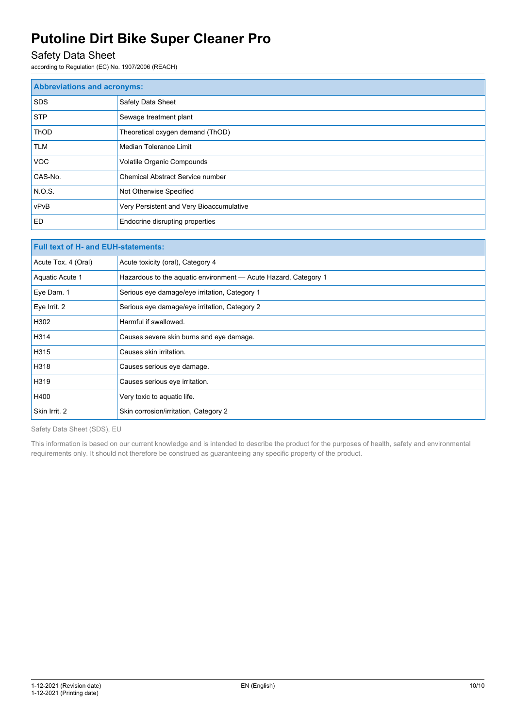| Abbreviations and acronyms: | |
|---|---|
| SDS | Safety Data Sheet |
| STP | Sewage treatment plant |
| ThOD | Theoretical oxygen demand (ThOD) |
| TLM | Median Tolerance Limit |
| VOC | Volatile Organic Compounds |
| CAS-No. | Chemical Abstract Service number |
| N.O.S. | Not Otherwise Specified |
| vPvB | Very Persistent and Very Bioaccumulative |
| ED | Endocrine disrupting properties |

| Full text of H- and EUH-statements: | |
|---|---|
| Acute Tox. 4 (Oral) | Acute toxicity (oral), Category 4 |
| Aquatic Acute 1 | Hazardous to the aquatic environment — Acute Hazard, Category 1 |
| Eye Dam. 1 | Serious eye damage/eye irritation, Category 1 |
| Eye Irrit. 2 | Serious eye damage/eye irritation, Category 2 |
| H302 | Harmful if swallowed. |
| H314 | Causes severe skin burns and eye damage. |
| H315 | Causes skin irritation. |
| H318 | Causes serious eye damage. |
| H319 | Causes serious eye irritation. |
| H400 | Very toxic to aquatic life. |
| Skin Irrit. 2 | Skin corrosion/irritation, Category 2 |

Safety Data Sheet (SDS), EU

This information is based on our current knowledge and is intended to describe the product for the purposes of health, safety and environmental requirements only. It should not therefore be construed as guaranteeing any specific property of the product.